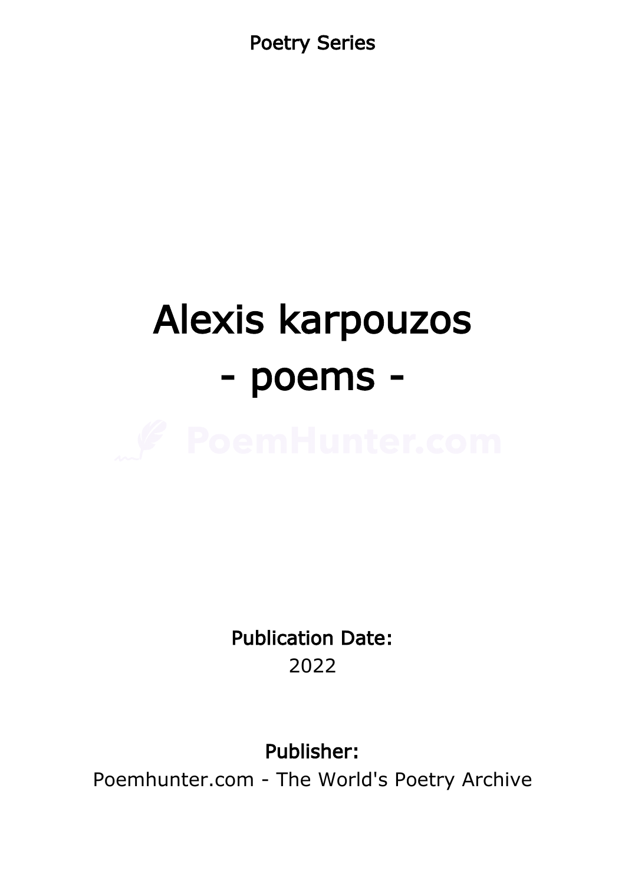Poetry Series

# Alexis karpouzos
# - poems -

**Publication Date:**
2022

**Publisher:**
Poemhunter.com - The World's Poetry Archive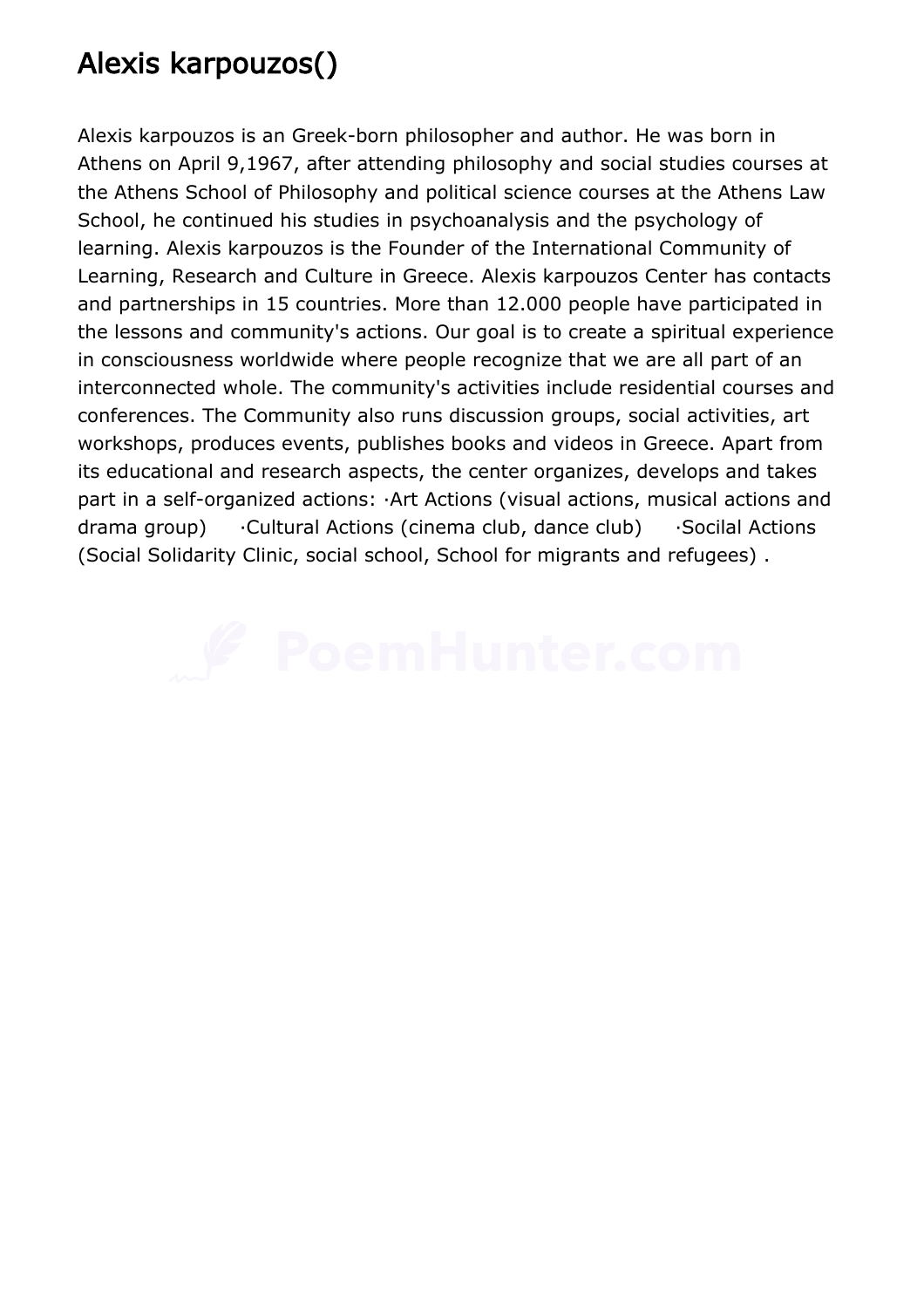# Alexis karpouzos()

Alexis karpouzos is an Greek-born philosopher and author. He was born in Athens on April 9,1967, after attending philosophy and social studies courses at the Athens School of Philosophy and political science courses at the Athens Law School, he continued his studies in psychoanalysis and the psychology of learning. Alexis karpouzos is the Founder of the International Community of Learning, Research and Culture in Greece. Alexis karpouzos Center has contacts and partnerships in 15 countries. More than 12.000 people have participated in the lessons and community's actions. Our goal is to create a spiritual experience in consciousness worldwide where people recognize that we are all part of an interconnected whole. The community's activities include residential courses and conferences. The Community also runs discussion groups, social activities, art workshops, produces events, publishes books and videos in Greece. Apart from its educational and research aspects, the center organizes, develops and takes part in a self-organized actions: ·Art Actions (visual actions, musical actions and drama group) ·Cultural Actions (cinema club, dance club) ·Socilal Actions (Social Solidarity Clinic, social school, School for migrants and refugees) .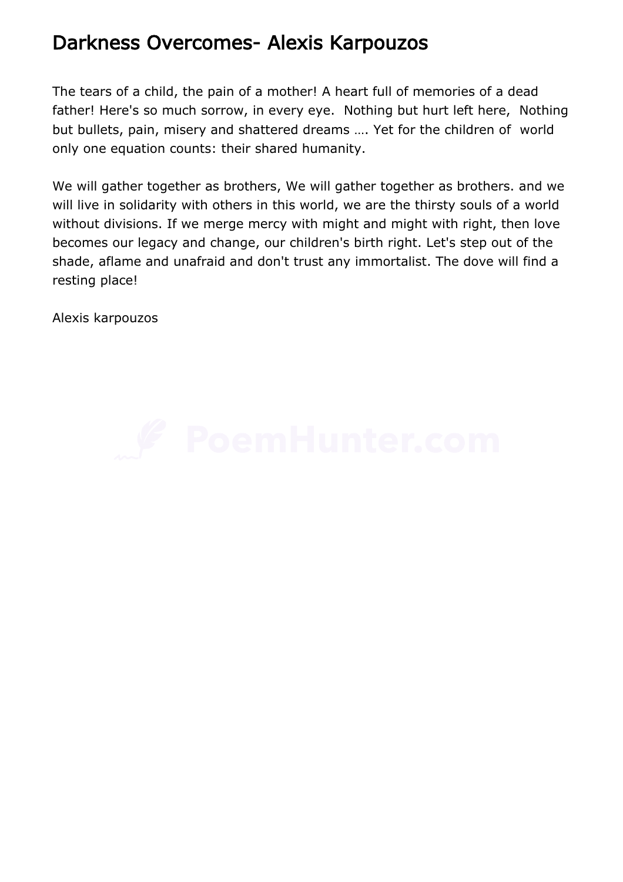# Darkness Overcomes- Alexis Karpouzos

The tears of a child, the pain of a mother! A heart full of memories of a dead father! Here's so much sorrow, in every eye. Nothing but hurt left here, Nothing but bullets, pain, misery and shattered dreams …. Yet for the children of world only one equation counts: their shared humanity.

We will gather together as brothers, We will gather together as brothers. and we will live in solidarity with others in this world, we are the thirsty souls of a world without divisions. If we merge mercy with might and might with right, then love becomes our legacy and change, our children's birth right. Let's step out of the shade, aflame and unafraid and don't trust any immortalist. The dove will find a resting place!

Alexis karpouzos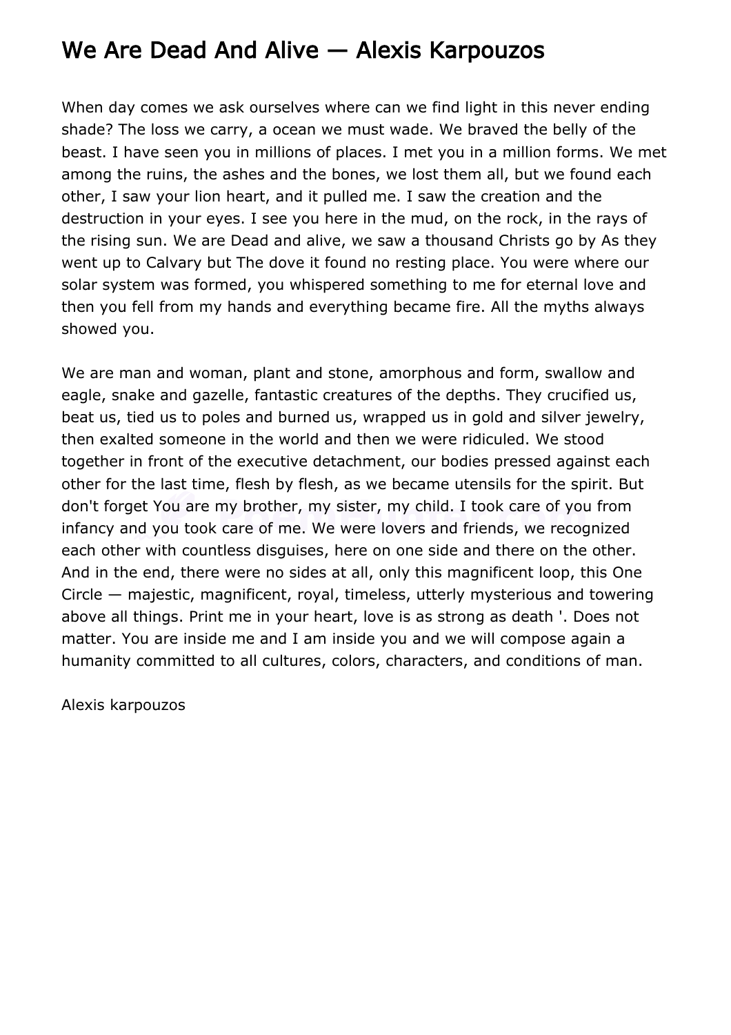# We Are Dead And Alive — Alexis Karpouzos

When day comes we ask ourselves where can we find light in this never ending shade? The loss we carry, a ocean we must wade. We braved the belly of the beast. I have seen you in millions of places. I met you in a million forms. We met among the ruins, the ashes and the bones, we lost them all, but we found each other, I saw your lion heart, and it pulled me. I saw the creation and the destruction in your eyes. I see you here in the mud, on the rock, in the rays of the rising sun. We are Dead and alive, we saw a thousand Christs go by As they went up to Calvary but The dove it found no resting place. You were where our solar system was formed, you whispered something to me for eternal love and then you fell from my hands and everything became fire. All the myths always showed you.

We are man and woman, plant and stone, amorphous and form, swallow and eagle, snake and gazelle, fantastic creatures of the depths. They crucified us, beat us, tied us to poles and burned us, wrapped us in gold and silver jewelry, then exalted someone in the world and then we were ridiculed. We stood together in front of the executive detachment, our bodies pressed against each other for the last time, flesh by flesh, as we became utensils for the spirit. But don't forget You are my brother, my sister, my child. I took care of you from infancy and you took care of me. We were lovers and friends, we recognized each other with countless disguises, here on one side and there on the other. And in the end, there were no sides at all, only this magnificent loop, this One Circle — majestic, magnificent, royal, timeless, utterly mysterious and towering above all things. Print me in your heart, love is as strong as death '. Does not matter. You are inside me and I am inside you and we will compose again a humanity committed to all cultures, colors, characters, and conditions of man.

Alexis karpouzos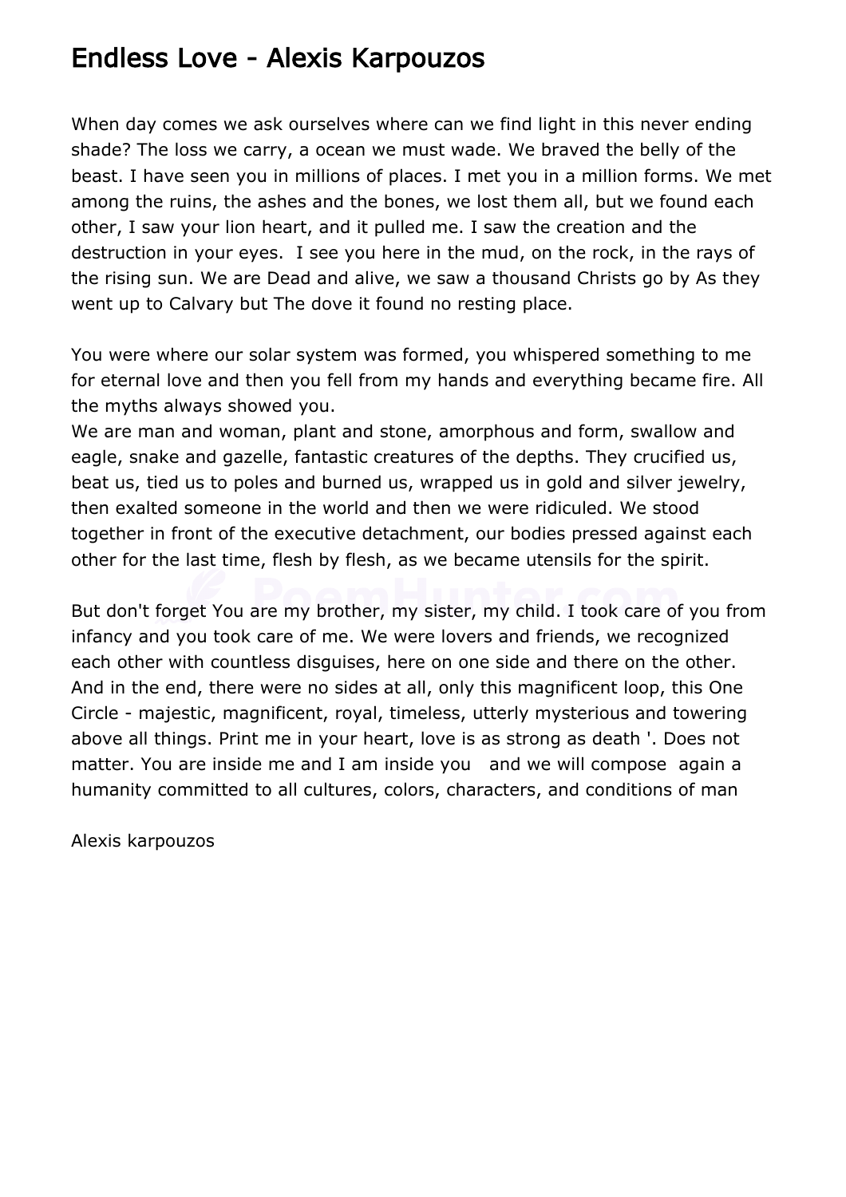# Endless Love - Alexis Karpouzos

When day comes we ask ourselves where can we find light in this never ending shade? The loss we carry, a ocean we must wade. We braved the belly of the beast. I have seen you in millions of places. I met you in a million forms. We met among the ruins, the ashes and the bones, we lost them all, but we found each other, I saw your lion heart, and it pulled me. I saw the creation and the destruction in your eyes. I see you here in the mud, on the rock, in the rays of the rising sun. We are Dead and alive, we saw a thousand Christs go by As they went up to Calvary but The dove it found no resting place.

You were where our solar system was formed, you whispered something to me for eternal love and then you fell from my hands and everything became fire. All the myths always showed you.
We are man and woman, plant and stone, amorphous and form, swallow and eagle, snake and gazelle, fantastic creatures of the depths. They crucified us, beat us, tied us to poles and burned us, wrapped us in gold and silver jewelry, then exalted someone in the world and then we were ridiculed. We stood together in front of the executive detachment, our bodies pressed against each other for the last time, flesh by flesh, as we became utensils for the spirit.

But don't forget You are my brother, my sister, my child. I took care of you from infancy and you took care of me. We were lovers and friends, we recognized each other with countless disguises, here on one side and there on the other. And in the end, there were no sides at all, only this magnificent loop, this One Circle - majestic, magnificent, royal, timeless, utterly mysterious and towering above all things. Print me in your heart, love is as strong as death '. Does not matter. You are inside me and I am inside you and we will compose again a humanity committed to all cultures, colors, characters, and conditions of man

Alexis karpouzos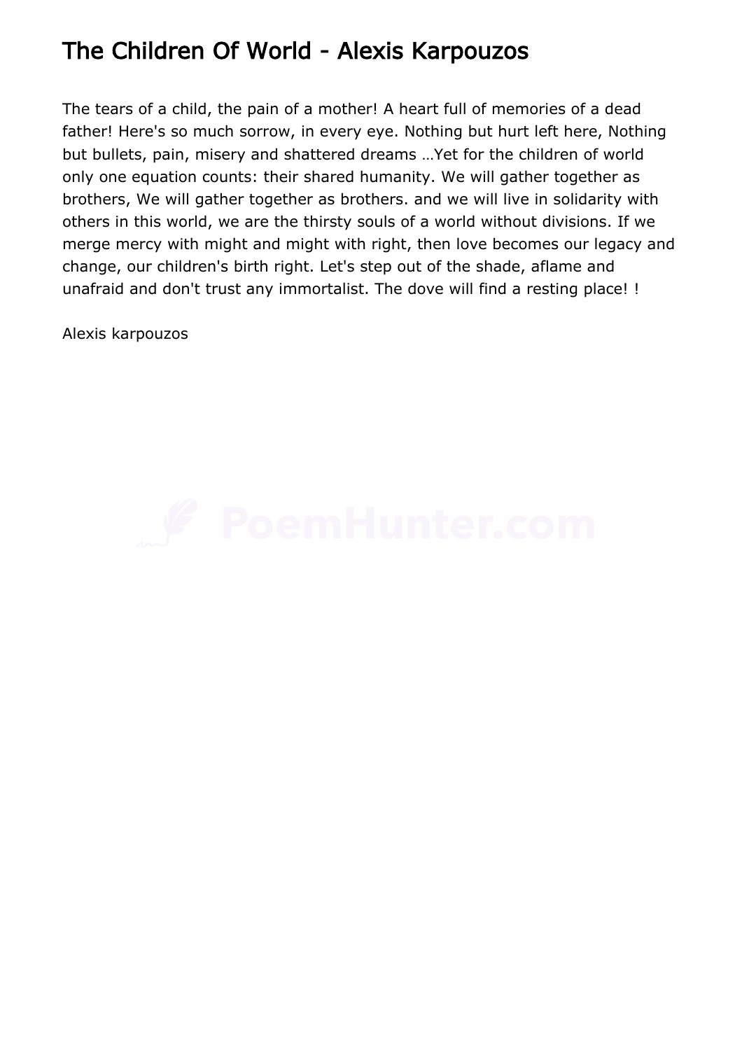# The Children Of World - Alexis Karpouzos

The tears of a child, the pain of a mother! A heart full of memories of a dead father! Here's so much sorrow, in every eye. Nothing but hurt left here, Nothing but bullets, pain, misery and shattered dreams …Yet for the children of world only one equation counts: their shared humanity. We will gather together as brothers, We will gather together as brothers. and we will live in solidarity with others in this world, we are the thirsty souls of a world without divisions. If we merge mercy with might and might with right, then love becomes our legacy and change, our children's birth right. Let's step out of the shade, aflame and unafraid and don't trust any immortalist. The dove will find a resting place! !

Alexis karpouzos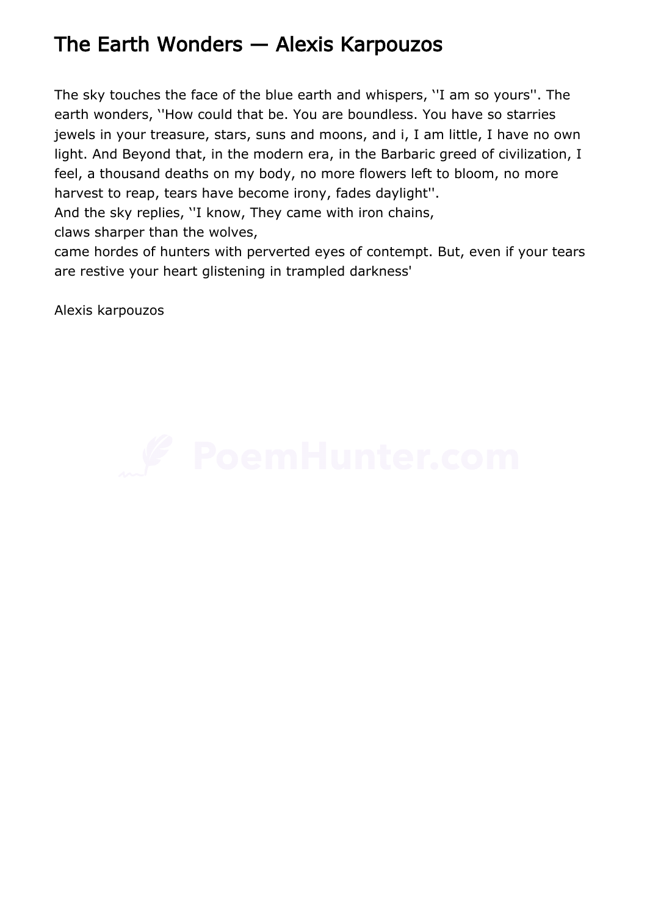# The Earth Wonders — Alexis Karpouzos

The sky touches the face of the blue earth and whispers, ''I am so yours''. The earth wonders, ''How could that be. You are boundless. You have so starries jewels in your treasure, stars, suns and moons, and i, I am little, I have no own light. And Beyond that, in the modern era, in the Barbaric greed of civilization, I feel, a thousand deaths on my body, no more flowers left to bloom, no more harvest to reap, tears have become irony, fades daylight''.  
And the sky replies, ''I know, They came with iron chains,  
claws sharper than the wolves,  
came hordes of hunters with perverted eyes of contempt. But, even if your tears are restive your heart glistening in trampled darkness'

Alexis karpouzos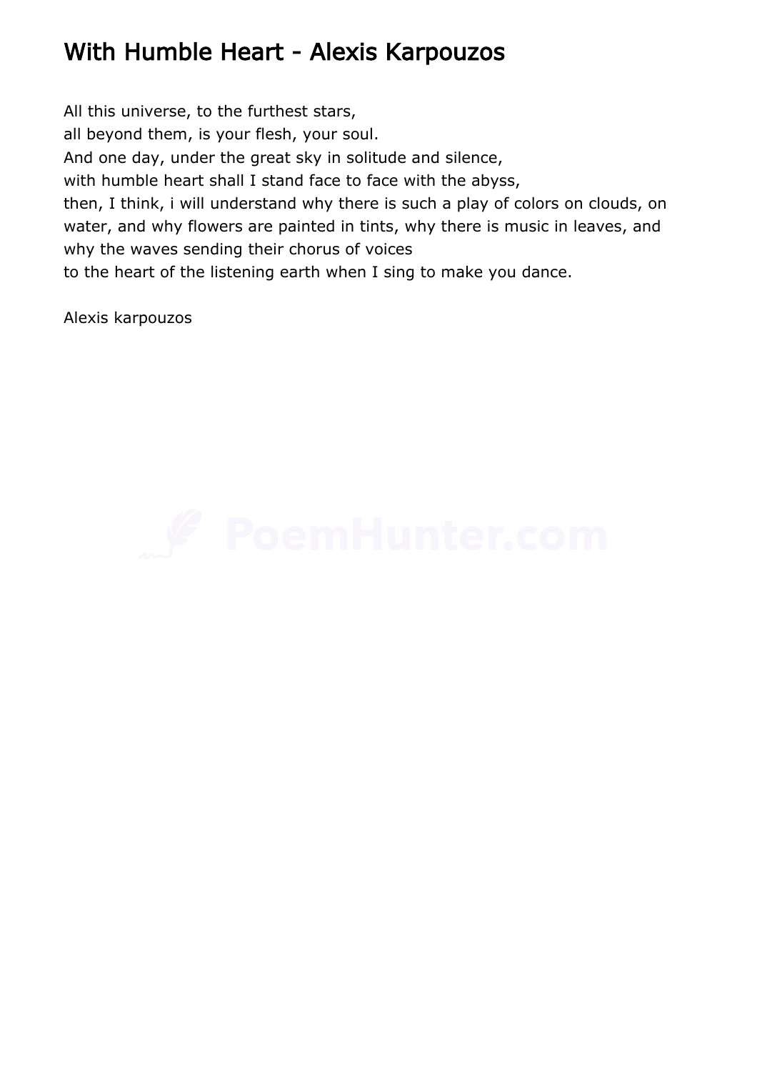# With Humble Heart - Alexis Karpouzos

All this universe, to the furthest stars,
all beyond them, is your flesh, your soul.
And one day, under the great sky in solitude and silence,
with humble heart shall I stand face to face with the abyss,
then, I think, i will understand why there is such a play of colors on clouds, on water, and why flowers are painted in tints, why there is music in leaves, and why the waves sending their chorus of voices
to the heart of the listening earth when I sing to make you dance.

Alexis karpouzos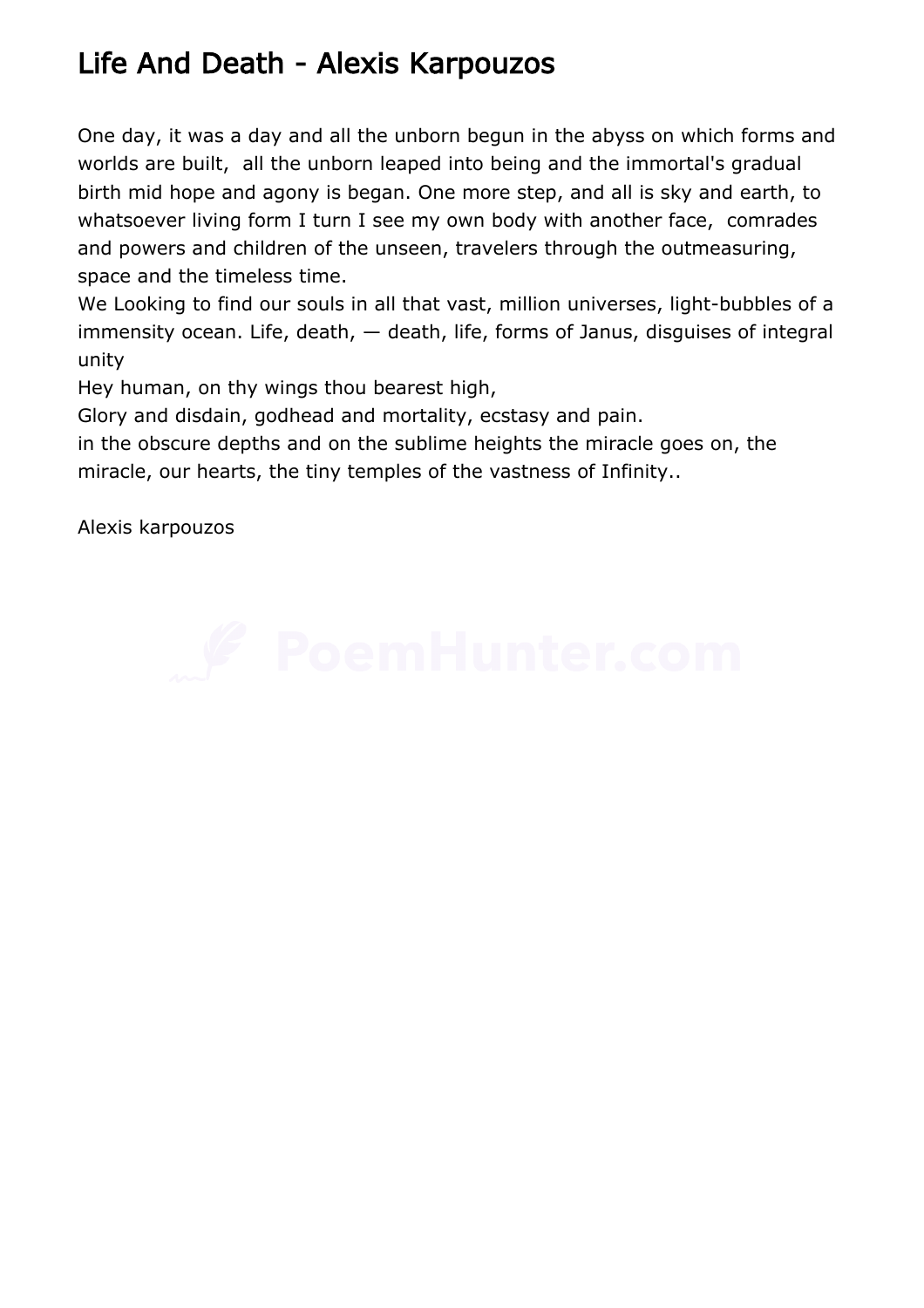# Life And Death - Alexis Karpouzos

One day, it was a day and all the unborn begun in the abyss on which forms and worlds are built, all the unborn leaped into being and the immortal's gradual birth mid hope and agony is began. One more step, and all is sky and earth, to whatsoever living form I turn I see my own body with another face, comrades and powers and children of the unseen, travelers through the outmeasuring, space and the timeless time.
We Looking to find our souls in all that vast, million universes, light-bubbles of a immensity ocean. Life, death, — death, life, forms of Janus, disguises of integral unity
Hey human, on thy wings thou bearest high,
Glory and disdain, godhead and mortality, ecstasy and pain.
in the obscure depths and on the sublime heights the miracle goes on, the miracle, our hearts, the tiny temples of the vastness of Infinity..

Alexis karpouzos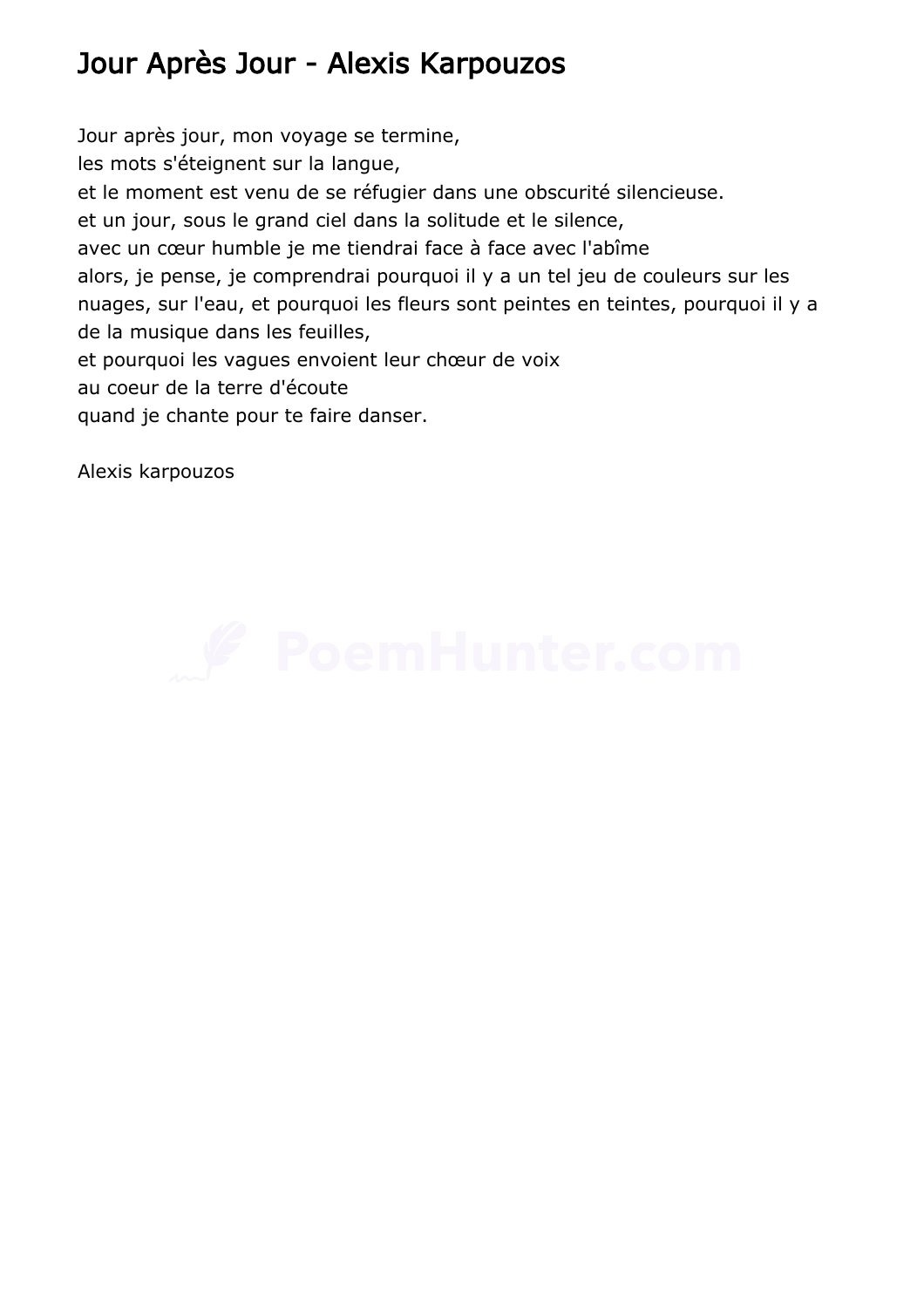# Jour Après Jour - Alexis Karpouzos

Jour après jour, mon voyage se termine,
les mots s'éteignent sur la langue,
et le moment est venu de se réfugier dans une obscurité silencieuse.
et un jour, sous le grand ciel dans la solitude et le silence,
avec un cœur humble je me tiendrai face à face avec l'abîme
alors, je pense, je comprendrai pourquoi il y a un tel jeu de couleurs sur les nuages, sur l'eau, et pourquoi les fleurs sont peintes en teintes, pourquoi il y a de la musique dans les feuilles,
et pourquoi les vagues envoient leur chœur de voix
au coeur de la terre d'écoute
quand je chante pour te faire danser.

Alexis karpouzos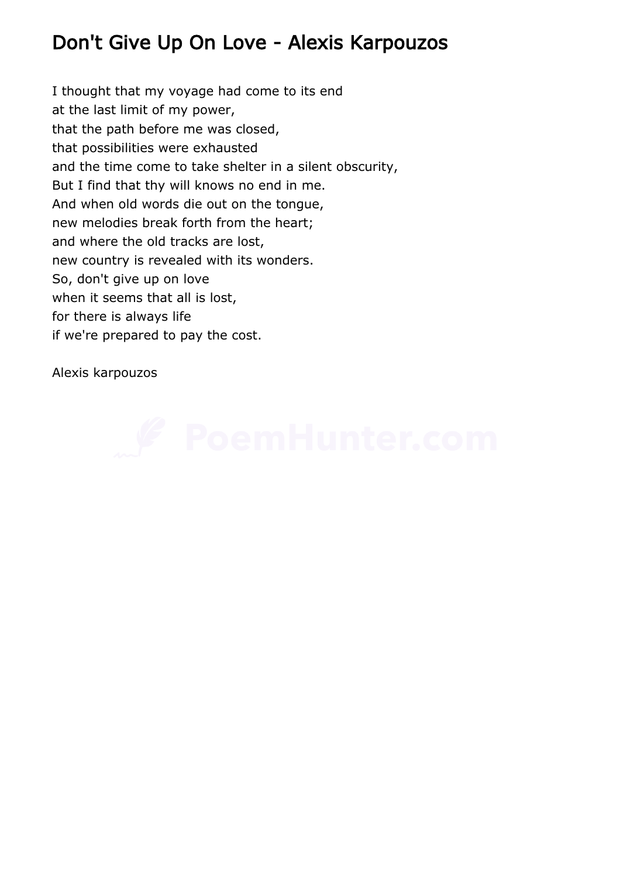# Don't Give Up On Love - Alexis Karpouzos

I thought that my voyage had come to its end  
at the last limit of my power,  
that the path before me was closed,  
that possibilities were exhausted  
and the time come to take shelter in a silent obscurity,  
But I find that thy will knows no end in me.  
And when old words die out on the tongue,  
new melodies break forth from the heart;  
and where the old tracks are lost,  
new country is revealed with its wonders.  
So, don't give up on love  
when it seems that all is lost,  
for there is always life  
if we're prepared to pay the cost.

Alexis karpouzos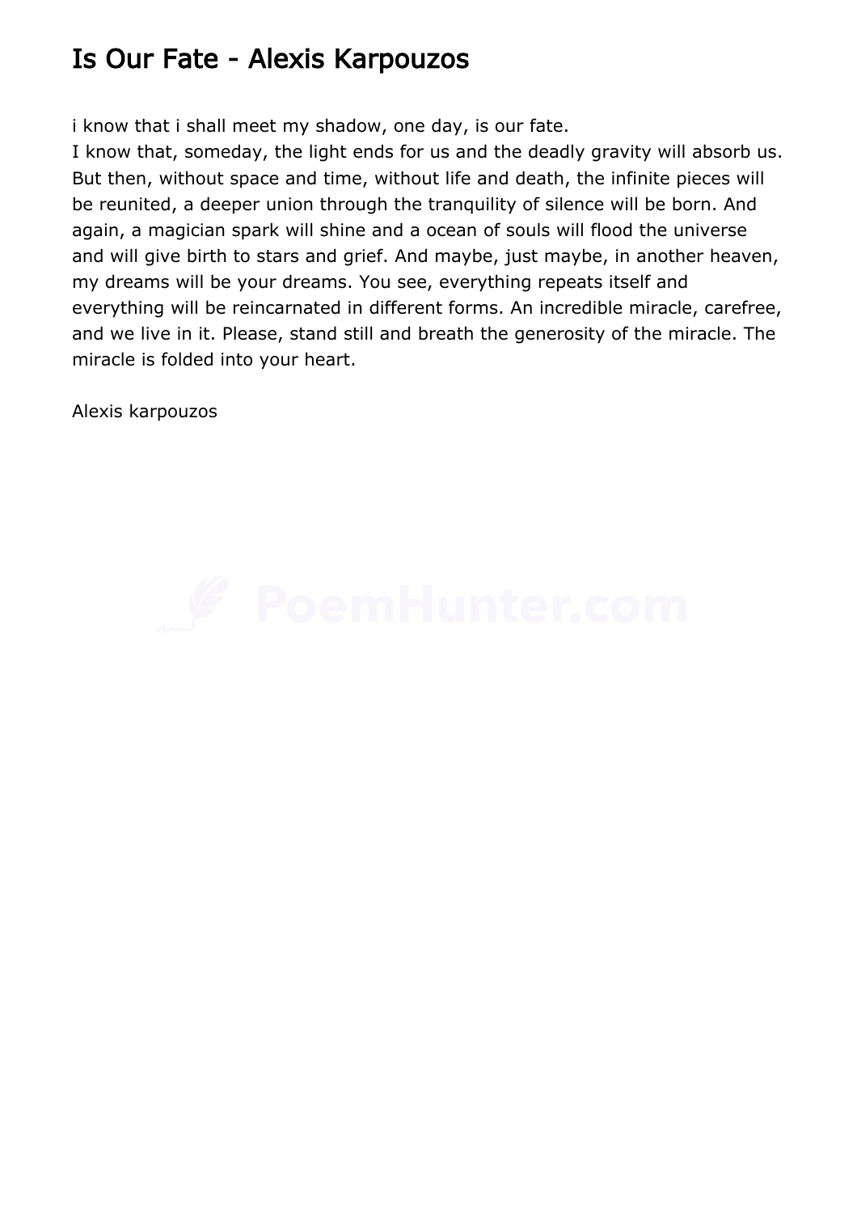# Is Our Fate - Alexis Karpouzos

i know that i shall meet my shadow, one day, is our fate.
I know that, someday, the light ends for us and the deadly gravity will absorb us. But then, without space and time, without life and death, the infinite pieces will be reunited, a deeper union through the tranquility of silence will be born. And again, a magician spark will shine and a ocean of souls will flood the universe and will give birth to stars and grief. And maybe, just maybe, in another heaven, my dreams will be your dreams. You see, everything repeats itself and everything will be reincarnated in different forms. An incredible miracle, carefree, and we live in it. Please, stand still and breath the generosity of the miracle. The miracle is folded into your heart.

Alexis karpouzos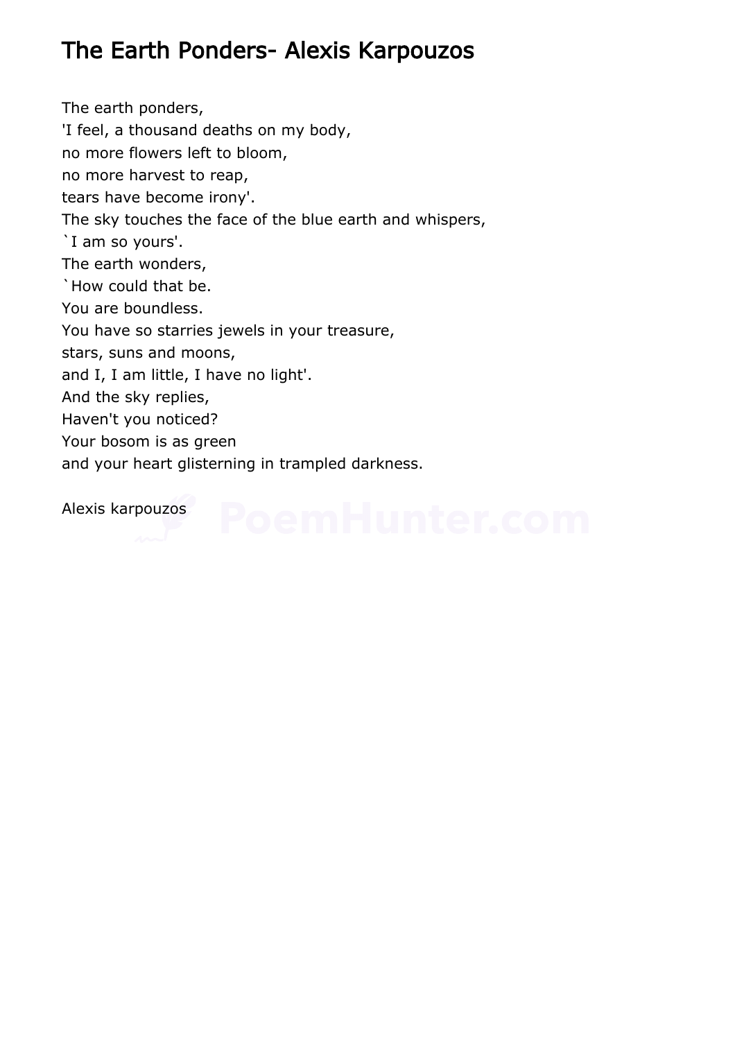# The Earth Ponders- Alexis Karpouzos

The earth ponders,
'I feel, a thousand deaths on my body,
no more flowers left to bloom,
no more harvest to reap,
tears have become irony'.
The sky touches the face of the blue earth and whispers,
`I am so yours'.
The earth wonders,
`How could that be.
You are boundless.
You have so starries jewels in your treasure,
stars, suns and moons,
and I, I am little, I have no light'.
And the sky replies,
Haven't you noticed?
Your bosom is as green
and your heart glistering in trampled darkness.

Alexis karpouzos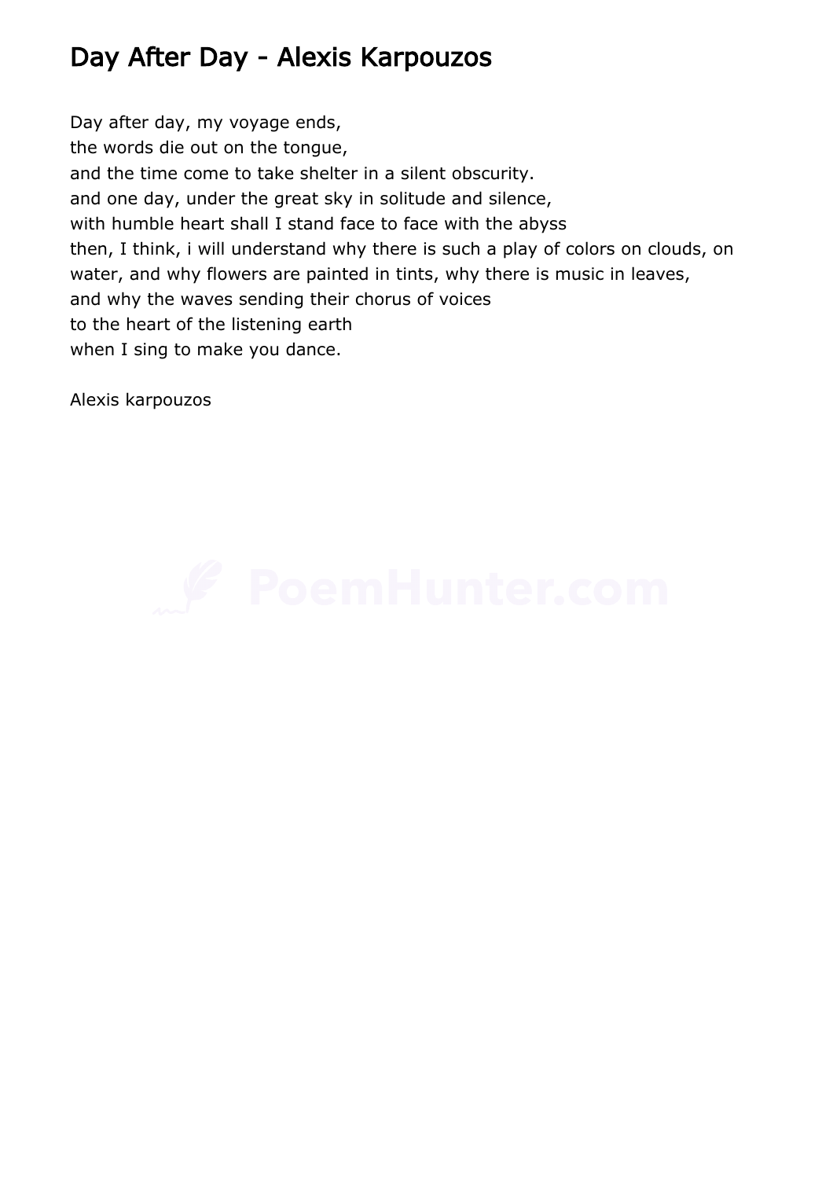# Day After Day - Alexis Karpouzos

Day after day, my voyage ends,
the words die out on the tongue,
and the time come to take shelter in a silent obscurity.
and one day, under the great sky in solitude and silence,
with humble heart shall I stand face to face with the abyss
then, I think, i will understand why there is such a play of colors on clouds, on water, and why flowers are painted in tints, why there is music in leaves,
and why the waves sending their chorus of voices
to the heart of the listening earth
when I sing to make you dance.

Alexis karpouzos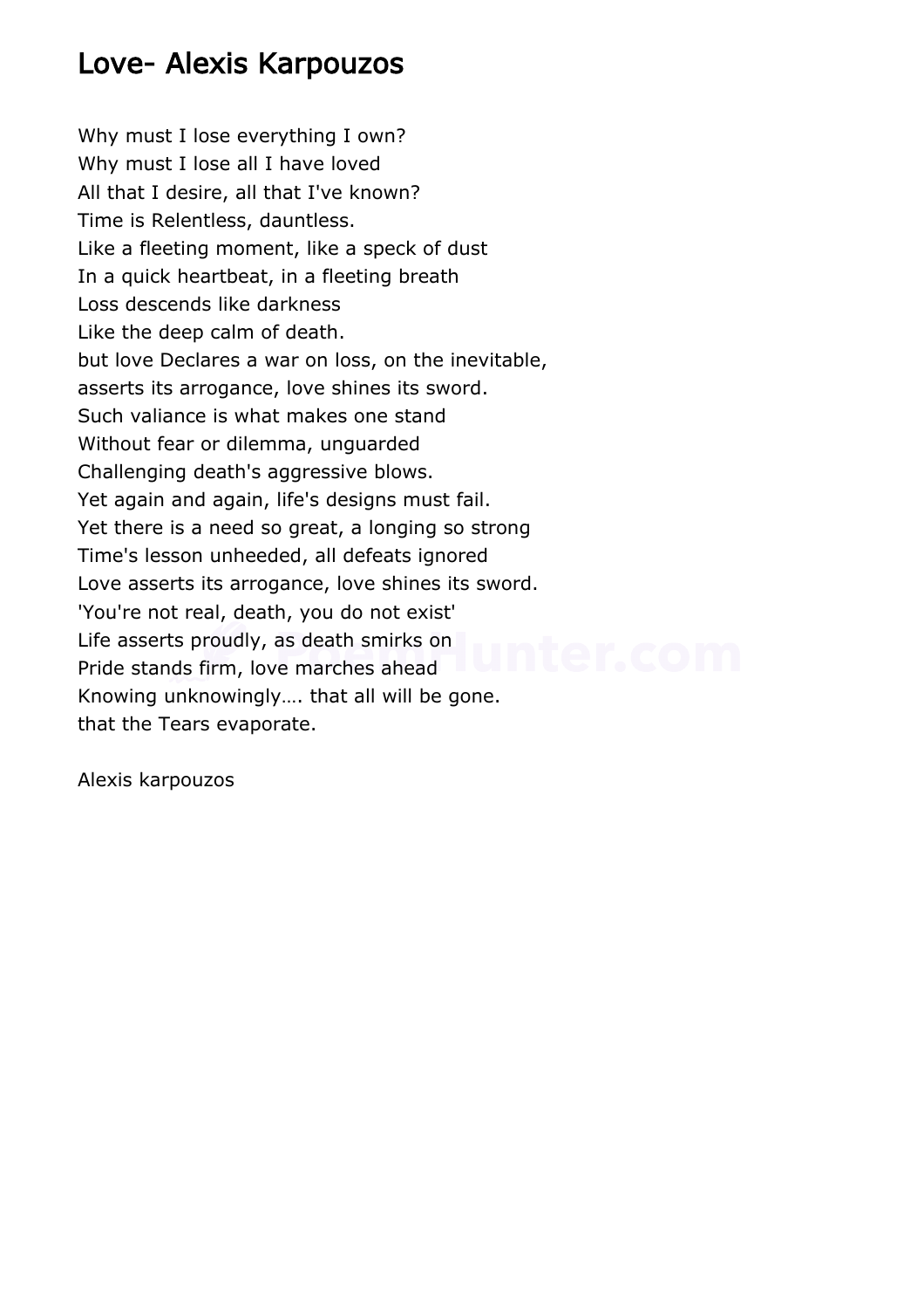# Love- Alexis Karpouzos

Why must I lose everything I own?
Why must I lose all I have loved
All that I desire, all that I've known?
Time is Relentless, dauntless.
Like a fleeting moment, like a speck of dust
In a quick heartbeat, in a fleeting breath
Loss descends like darkness
Like the deep calm of death.
but love Declares a war on loss, on the inevitable,
asserts its arrogance, love shines its sword.
Such valiance is what makes one stand
Without fear or dilemma, unguarded
Challenging death's aggressive blows.
Yet again and again, life's designs must fail.
Yet there is a need so great, a longing so strong
Time's lesson unheeded, all defeats ignored
Love asserts its arrogance, love shines its sword.
'You're not real, death, you do not exist'
Life asserts proudly, as death smirks on
Pride stands firm, love marches ahead
Knowing unknowingly…. that all will be gone.
that the Tears evaporate.

Alexis karpouzos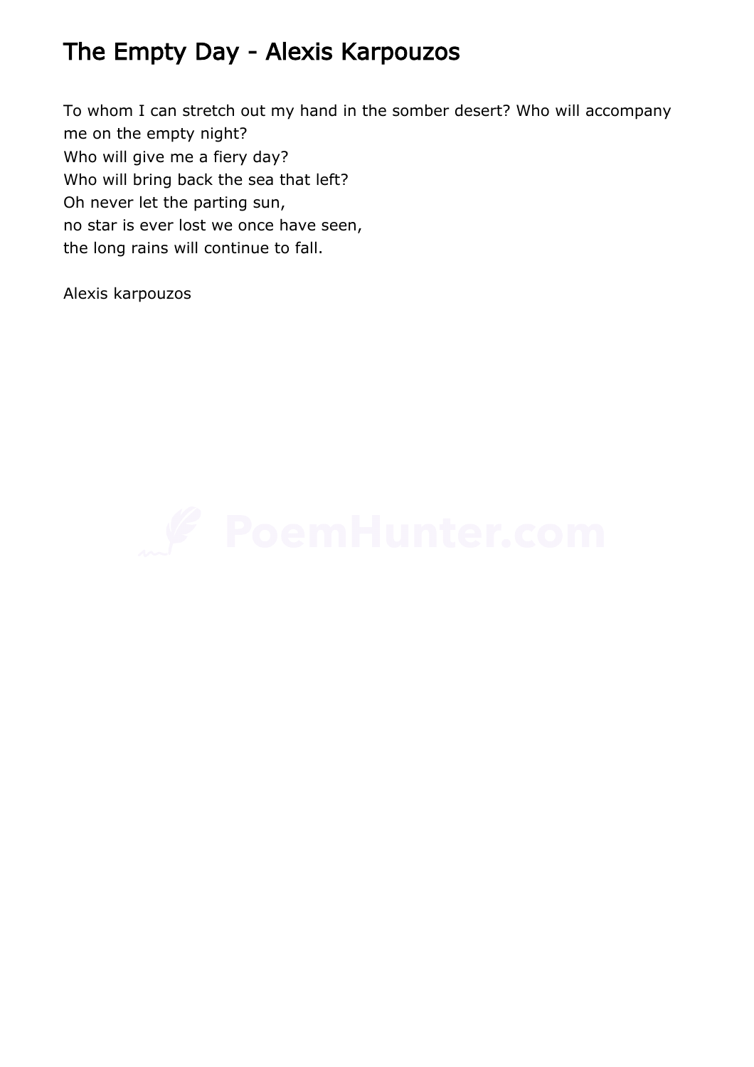# The Empty Day - Alexis Karpouzos

To whom I can stretch out my hand in the somber desert? Who will accompany me on the empty night?  
Who will give me a fiery day?  
Who will bring back the sea that left?  
Oh never let the parting sun,  
no star is ever lost we once have seen,  
the long rains will continue to fall.

Alexis karpouzos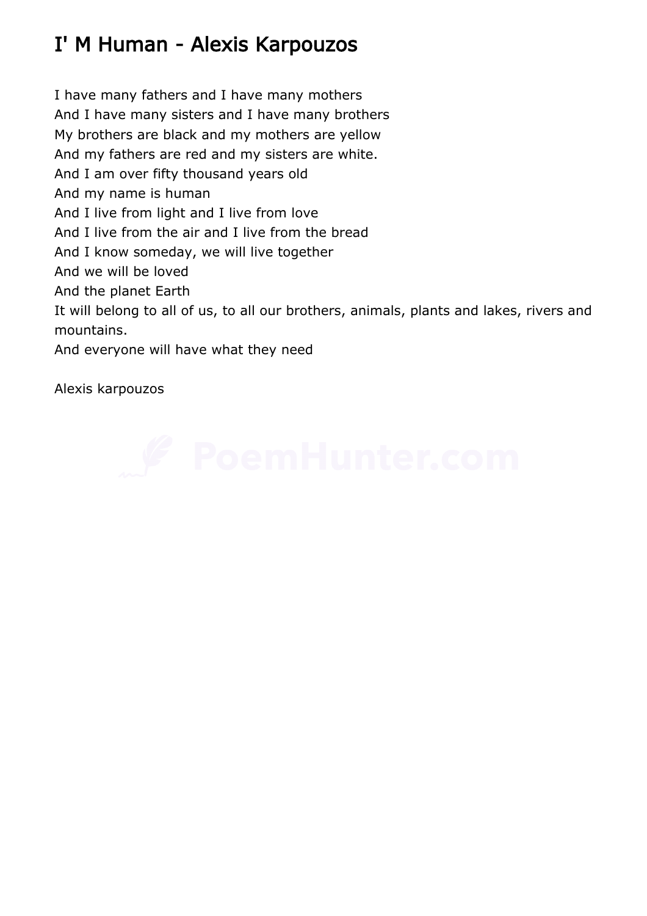# I' M Human - Alexis Karpouzos

I have many fathers and I have many mothers  
And I have many sisters and I have many brothers  
My brothers are black and my mothers are yellow  
And my fathers are red and my sisters are white.  
And I am over fifty thousand years old  
And my name is human  
And I live from light and I live from love  
And I live from the air and I live from the bread  
And I know someday, we will live together  
And we will be loved  
And the planet Earth  
It will belong to all of us, to all our brothers, animals, plants and lakes, rivers and mountains.  
And everyone will have what they need

Alexis karpouzos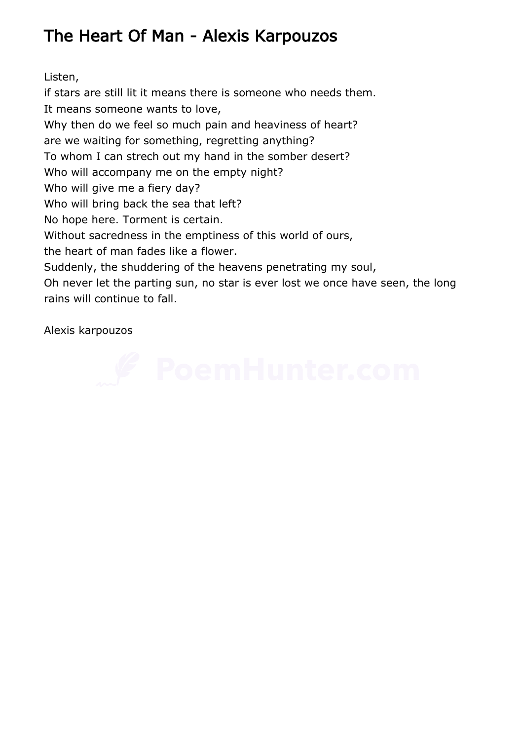# The Heart Of Man - Alexis Karpouzos

Listen,  
if stars are still lit it means there is someone who needs them.  
It means someone wants to love,  
Why then do we feel so much pain and heaviness of heart?  
are we waiting for something, regretting anything?  
To whom I can strech out my hand in the somber desert?  
Who will accompany me on the empty night?  
Who will give me a fiery day?  
Who will bring back the sea that left?  
No hope here. Torment is certain.  
Without sacredness in the emptiness of this world of ours,  
the heart of man fades like a flower.  
Suddenly, the shuddering of the heavens penetrating my soul,  
Oh never let the parting sun, no star is ever lost we once have seen, the long rains will continue to fall.

Alexis karpouzos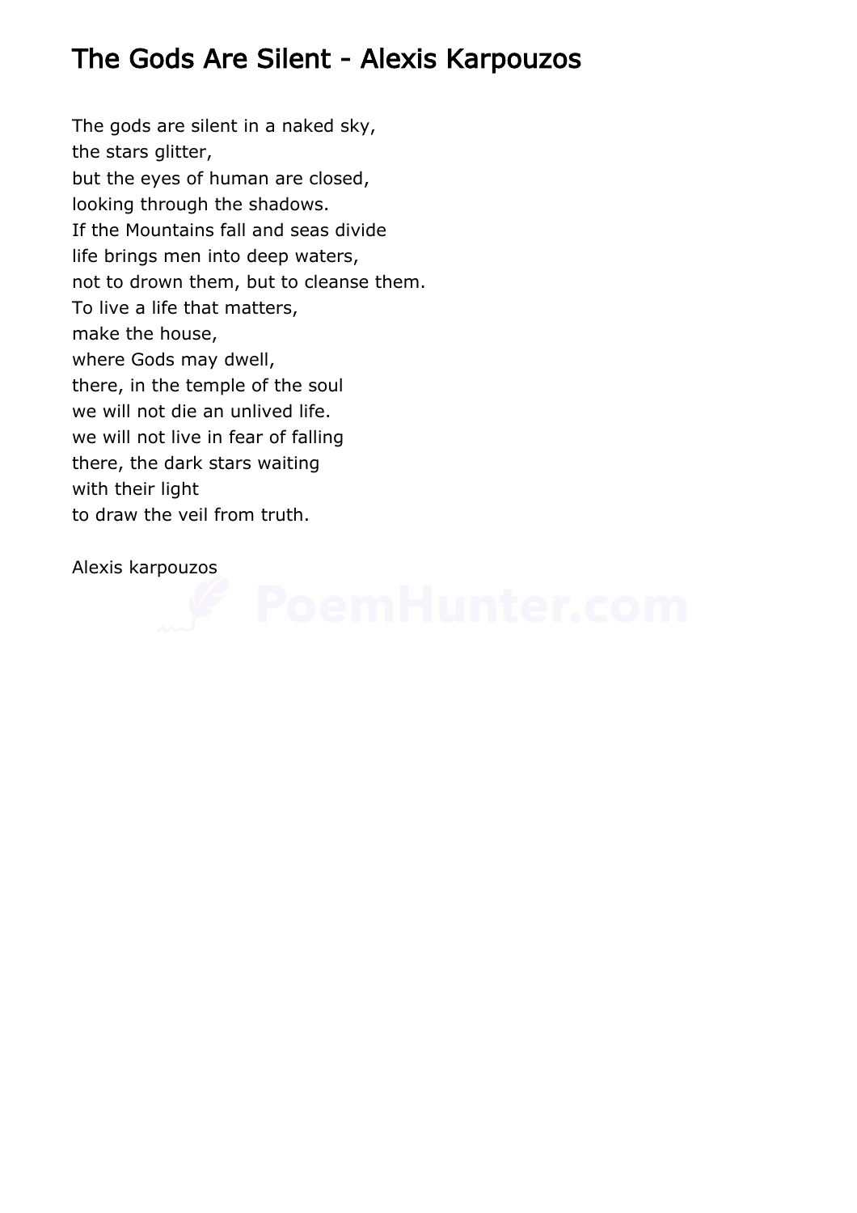# The Gods Are Silent - Alexis Karpouzos

The gods are silent in a naked sky,
the stars glitter,
but the eyes of human are closed,
looking through the shadows.
If the Mountains fall and seas divide
life brings men into deep waters,
not to drown them, but to cleanse them.
To live a life that matters,
make the house,
where Gods may dwell,
there, in the temple of the soul
we will not die an unlived life.
we will not live in fear of falling
there, the dark stars waiting
with their light
to draw the veil from truth.

Alexis karpouzos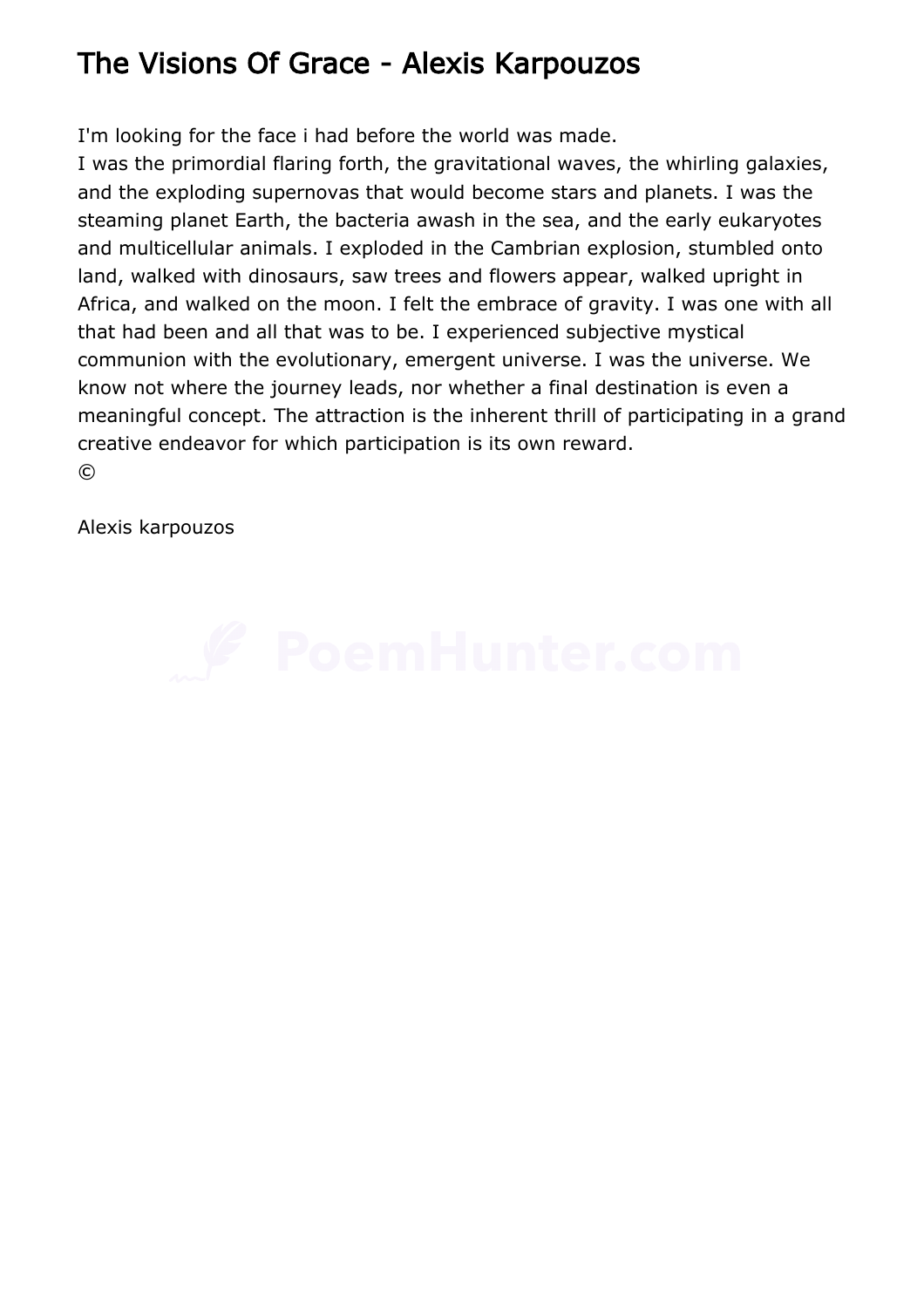# The Visions Of Grace - Alexis Karpouzos

I'm looking for the face i had before the world was made.
I was the primordial flaring forth, the gravitational waves, the whirling galaxies, and the exploding supernovas that would become stars and planets. I was the steaming planet Earth, the bacteria awash in the sea, and the early eukaryotes and multicellular animals. I exploded in the Cambrian explosion, stumbled onto land, walked with dinosaurs, saw trees and flowers appear, walked upright in Africa, and walked on the moon. I felt the embrace of gravity. I was one with all that had been and all that was to be. I experienced subjective mystical communion with the evolutionary, emergent universe. I was the universe. We know not where the journey leads, nor whether a final destination is even a meaningful concept. The attraction is the inherent thrill of participating in a grand creative endeavor for which participation is its own reward.
©

Alexis karpouzos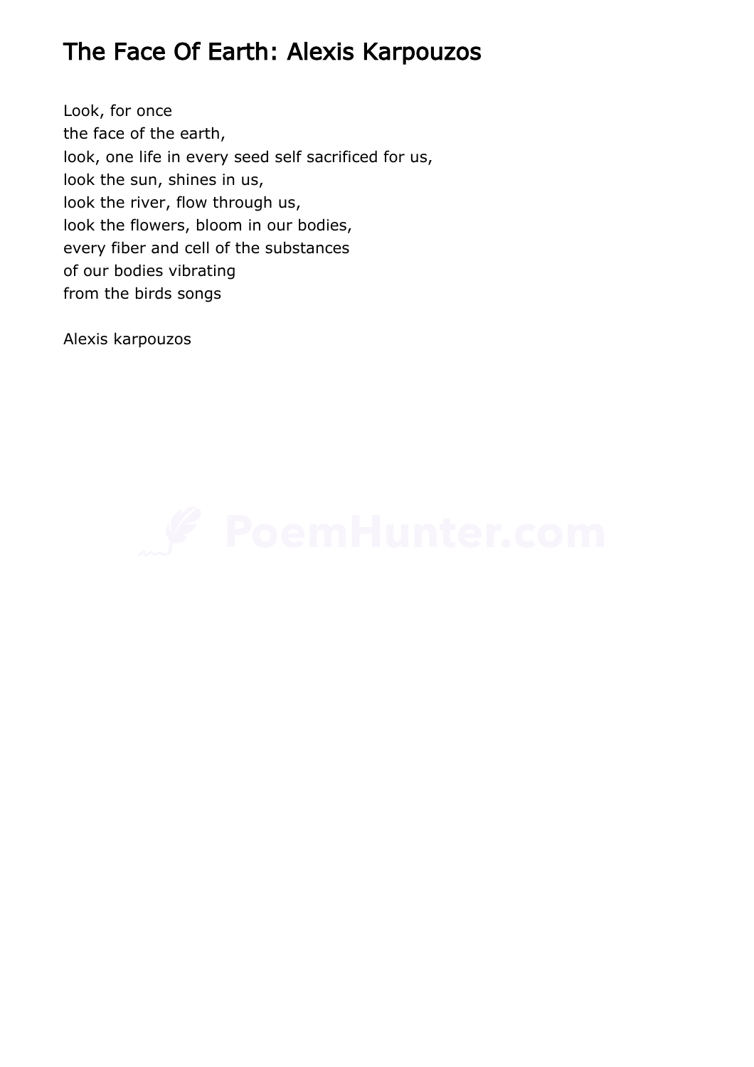# The Face Of Earth: Alexis Karpouzos

Look, for once  
the face of the earth,  
look, one life in every seed self sacrificed for us,  
look the sun, shines in us,  
look the river, flow through us,  
look the flowers, bloom in our bodies,  
every fiber and cell of the substances  
of our bodies vibrating  
from the birds songs

Alexis karpouzos